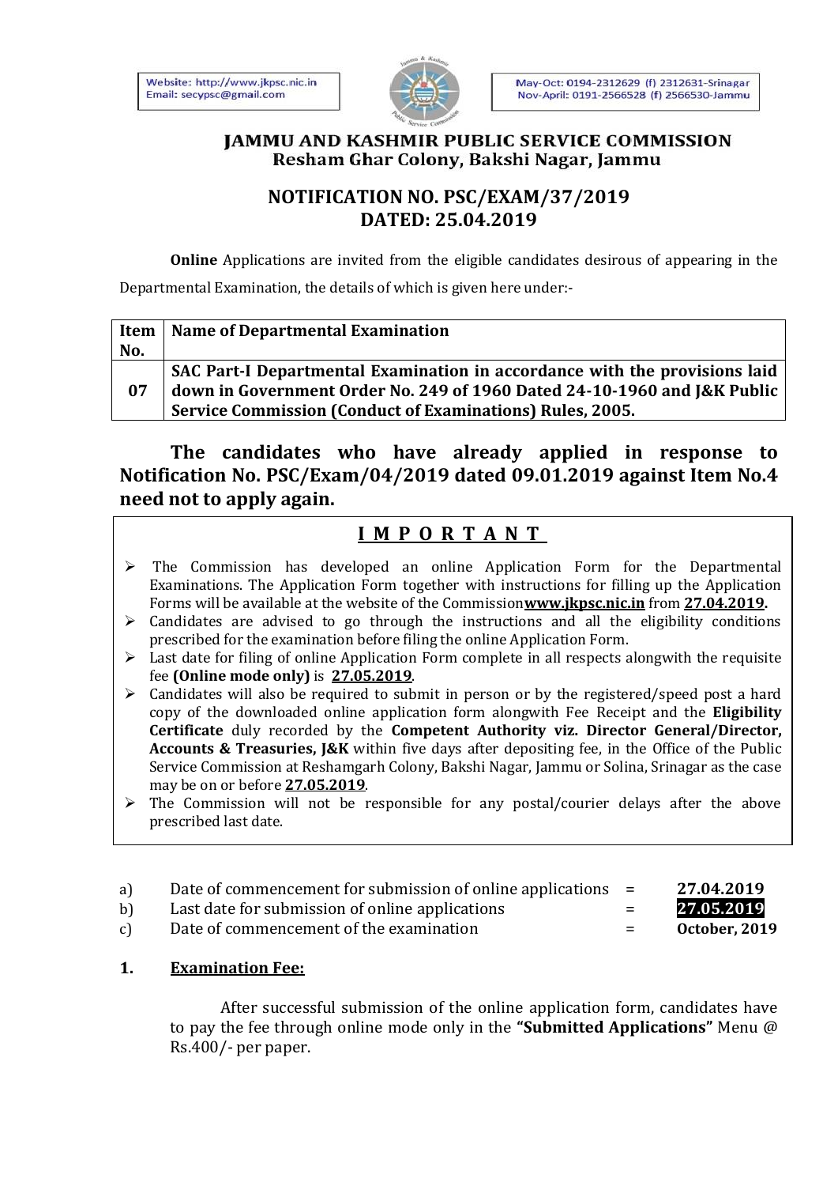Website: http://www.jkpsc.nic.in
Email: secypsc@gmail.com

May-Oct: 0194-2312629 (f) 2312631-Srinagar
Nov-April: 0191-2566528 (f) 2566530-Jammu

## JAMMU AND KASHMIR PUBLIC SERVICE COMMISSION
**Resham Ghar Colony, Bakshi Nagar, Jammu**

## NOTIFICATION NO. PSC/EXAM/37/2019
## DATED: 25.04.2019

**Online** Applications are invited from the eligible candidates desirous of appearing in the Departmental Examination, the details of which is given here under:-

| Item No. | Name of Departmental Examination |
|---|---|
| 07 | **SAC Part-I Departmental Examination in accordance with the provisions laid down in Government Order No. 249 of 1960 Dated 24-10-1960 and J&K Public Service Commission (Conduct of Examinations) Rules, 2005.** |

**The candidates who have already applied in response to Notification No. PSC/Exam/04/2019 dated 09.01.2019 against Item No.4 need not to apply again.**

### I M P O R T A N T

- The Commission has developed an online Application Form for the Departmental Examinations. The Application Form together with instructions for filling up the Application Forms will be available at the website of the Commission**www.jkpsc.nic.in** from **27.04.2019.**
- Candidates are advised to go through the instructions and all the eligibility conditions prescribed for the examination before filing the online Application Form.
- Last date for filing of online Application Form complete in all respects alongwith the requisite fee **(Online mode only)** is **27.05.2019**.
- Candidates will also be required to submit in person or by the registered/speed post a hard copy of the downloaded online application form alongwith Fee Receipt and the **Eligibility Certificate** duly recorded by the **Competent Authority viz. Director General/Director, Accounts & Treasuries, J&K** within five days after depositing fee, in the Office of the Public Service Commission at Reshamgarh Colony, Bakshi Nagar, Jammu or Solina, Srinagar as the case may be on or before **27.05.2019**.
- The Commission will not be responsible for any postal/courier delays after the above prescribed last date.

a) Date of commencement for submission of online applications = **27.04.2019**
b) Last date for submission of online applications = **27.05.2019**
c) Date of commencement of the examination = **October, 2019**

### 1. Examination Fee:

After successful submission of the online application form, candidates have to pay the fee through online mode only in the **"Submitted Applications"** Menu @ Rs.400/- per paper.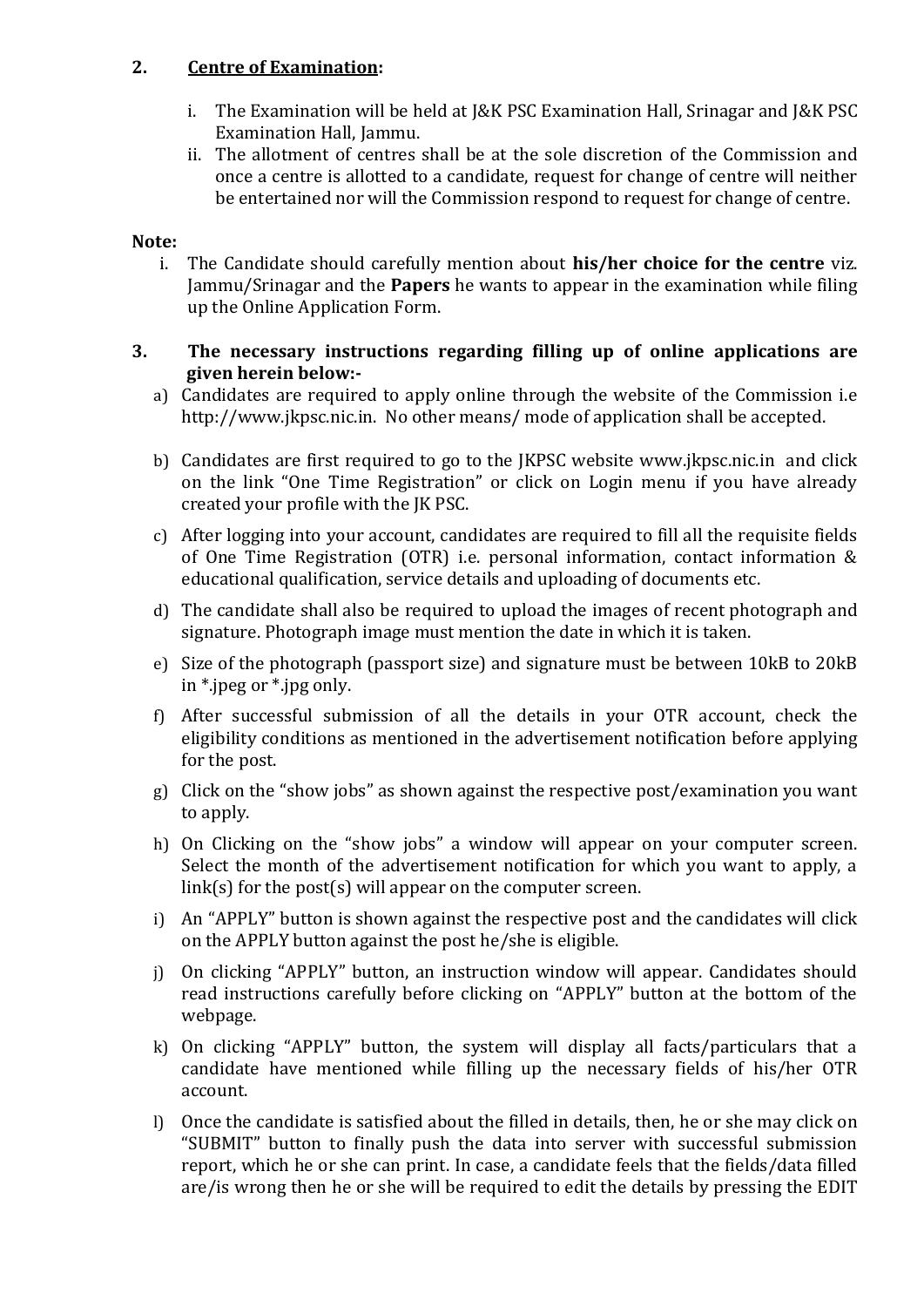## 2. Centre of Examination:

i. The Examination will be held at J&K PSC Examination Hall, Srinagar and J&K PSC Examination Hall, Jammu.

ii. The allotment of centres shall be at the sole discretion of the Commission and once a centre is allotted to a candidate, request for change of centre will neither be entertained nor will the Commission respond to request for change of centre.

**Note:**

i. The Candidate should carefully mention about **his/her choice for the centre** viz. Jammu/Srinagar and the **Papers** he wants to appear in the examination while filing up the Online Application Form.

## 3. The necessary instructions regarding filling up of online applications are given herein below:-

a) Candidates are required to apply online through the website of the Commission i.e http://www.jkpsc.nic.in. No other means/ mode of application shall be accepted.

b) Candidates are first required to go to the JKPSC website www.jkpsc.nic.in and click on the link "One Time Registration" or click on Login menu if you have already created your profile with the JK PSC.

c) After logging into your account, candidates are required to fill all the requisite fields of One Time Registration (OTR) i.e. personal information, contact information & educational qualification, service details and uploading of documents etc.

d) The candidate shall also be required to upload the images of recent photograph and signature. Photograph image must mention the date in which it is taken.

e) Size of the photograph (passport size) and signature must be between 10kB to 20kB in *.jpeg or *.jpg only.

f) After successful submission of all the details in your OTR account, check the eligibility conditions as mentioned in the advertisement notification before applying for the post.

g) Click on the "show jobs" as shown against the respective post/examination you want to apply.

h) On Clicking on the "show jobs" a window will appear on your computer screen. Select the month of the advertisement notification for which you want to apply, a link(s) for the post(s) will appear on the computer screen.

i) An "APPLY" button is shown against the respective post and the candidates will click on the APPLY button against the post he/she is eligible.

j) On clicking "APPLY" button, an instruction window will appear. Candidates should read instructions carefully before clicking on "APPLY" button at the bottom of the webpage.

k) On clicking "APPLY" button, the system will display all facts/particulars that a candidate have mentioned while filling up the necessary fields of his/her OTR account.

l) Once the candidate is satisfied about the filled in details, then, he or she may click on "SUBMIT" button to finally push the data into server with successful submission report, which he or she can print. In case, a candidate feels that the fields/data filled are/is wrong then he or she will be required to edit the details by pressing the EDIT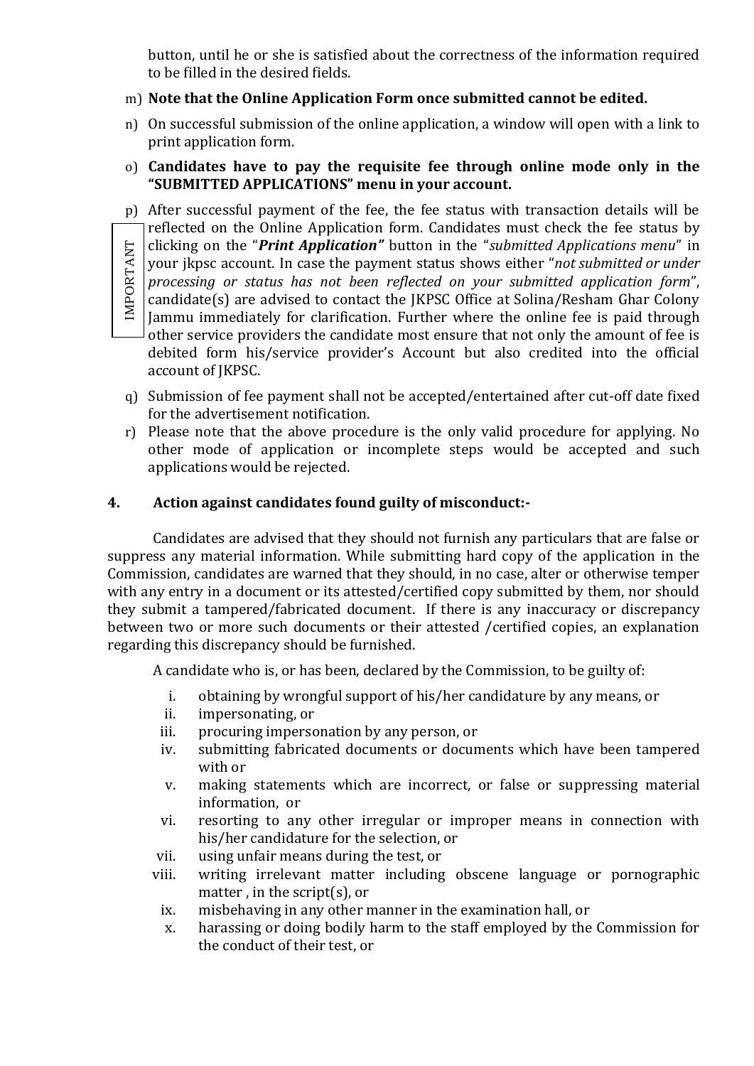button, until he or she is satisfied about the correctness of the information required to be filled in the desired fields.

m) **Note that the Online Application Form once submitted cannot be edited.**

n) On successful submission of the online application, a window will open with a link to print application form.

o) **Candidates have to pay the requisite fee through online mode only in the "SUBMITTED APPLICATIONS" menu in your account.**

p) IMPORTANT After successful payment of the fee, the fee status with transaction details will be reflected on the Online Application form. Candidates must check the fee status by clicking on the "***Print Application***" button in the "*submitted Applications menu*" in your jkpsc account. In case the payment status shows either "*not submitted or under processing or status has not been reflected on your submitted application form*", candidate(s) are advised to contact the JKPSC Office at Solina/Resham Ghar Colony Jammu immediately for clarification. Further where the online fee is paid through other service providers the candidate most ensure that not only the amount of fee is debited form his/service provider's Account but also credited into the official account of JKPSC.

q) Submission of fee payment shall not be accepted/entertained after cut-off date fixed for the advertisement notification.

r) Please note that the above procedure is the only valid procedure for applying. No other mode of application or incomplete steps would be accepted and such applications would be rejected.

## 4. Action against candidates found guilty of misconduct:-

Candidates are advised that they should not furnish any particulars that are false or suppress any material information. While submitting hard copy of the application in the Commission, candidates are warned that they should, in no case, alter or otherwise temper with any entry in a document or its attested/certified copy submitted by them, nor should they submit a tampered/fabricated document. If there is any inaccuracy or discrepancy between two or more such documents or their attested /certified copies, an explanation regarding this discrepancy should be furnished.

A candidate who is, or has been, declared by the Commission, to be guilty of:

i. obtaining by wrongful support of his/her candidature by any means, or
ii. impersonating, or
iii. procuring impersonation by any person, or
iv. submitting fabricated documents or documents which have been tampered with or
v. making statements which are incorrect, or false or suppressing material information, or
vi. resorting to any other irregular or improper means in connection with his/her candidature for the selection, or
vii. using unfair means during the test, or
viii. writing irrelevant matter including obscene language or pornographic matter , in the script(s), or
ix. misbehaving in any other manner in the examination hall, or
x. harassing or doing bodily harm to the staff employed by the Commission for the conduct of their test, or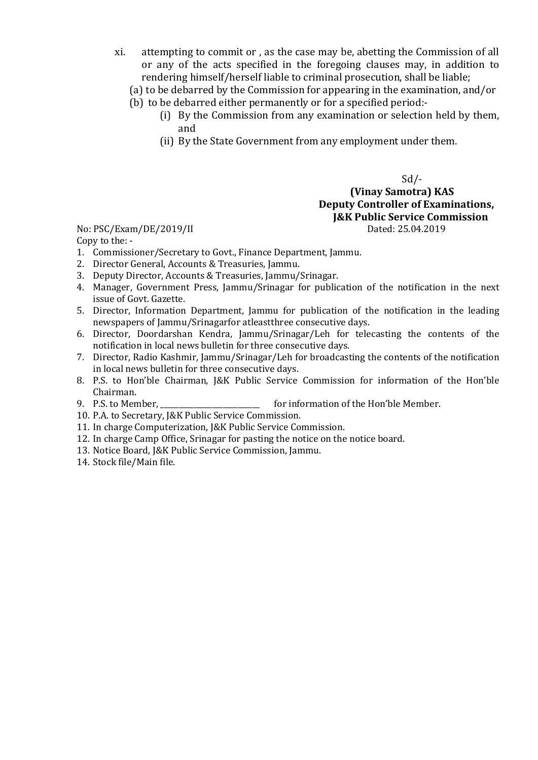xi. attempting to commit or , as the case may be, abetting the Commission of all or any of the acts specified in the foregoing clauses may, in addition to rendering himself/herself liable to criminal prosecution, shall be liable;

   (a) to be debarred by the Commission for appearing in the examination, and/or

   (b) to be debarred either permanently or for a specified period:-

      (i) By the Commission from any examination or selection held by them, and

      (ii) By the State Government from any employment under them.

Sd/-

**(Vinay Samotra) KAS**
**Deputy Controller of Examinations,**
**J&K Public Service Commission**

No: PSC/Exam/DE/2019/II Dated: 25.04.2019

Copy to the: -

1. Commissioner/Secretary to Govt., Finance Department, Jammu.
2. Director General, Accounts & Treasuries, Jammu.
3. Deputy Director, Accounts & Treasuries, Jammu/Srinagar.
4. Manager, Government Press, Jammu/Srinagar for publication of the notification in the next issue of Govt. Gazette.
5. Director, Information Department, Jammu for publication of the notification in the leading newspapers of Jammu/Srinagarfor atleastthree consecutive days.
6. Director, Doordarshan Kendra, Jammu/Srinagar/Leh for telecasting the contents of the notification in local news bulletin for three consecutive days.
7. Director, Radio Kashmir, Jammu/Srinagar/Leh for broadcasting the contents of the notification in local news bulletin for three consecutive days.
8. P.S. to Hon'ble Chairman, J&K Public Service Commission for information of the Hon'ble Chairman.
9. P.S. to Member, \_\_\_\_\_\_\_\_\_\_\_\_\_\_\_\_\_\_\_\_\_\_\_\_\_\_ for information of the Hon'ble Member.
10. P.A. to Secretary, J&K Public Service Commission.
11. In charge Computerization, J&K Public Service Commission.
12. In charge Camp Office, Srinagar for pasting the notice on the notice board.
13. Notice Board, J&K Public Service Commission, Jammu.
14. Stock file/Main file.